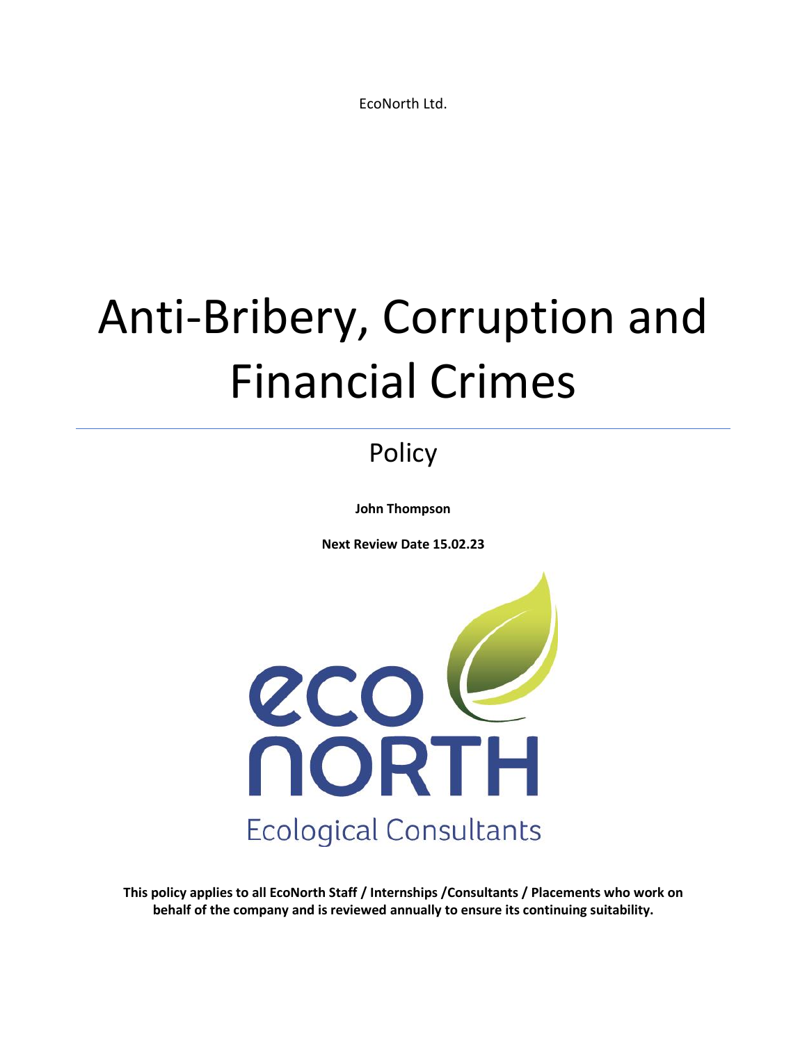EcoNorth Ltd.

# Anti-Bribery, Corruption and Financial Crimes

## Policy

**John Thompson**

**Next Review Date 15.02.23**

eco NORTH

Ecological Consultants

**This policy applies to all EcoNorth Staff / Internships /Consultants / Placements who work on behalf of the company and is reviewed annually to ensure its continuing suitability.**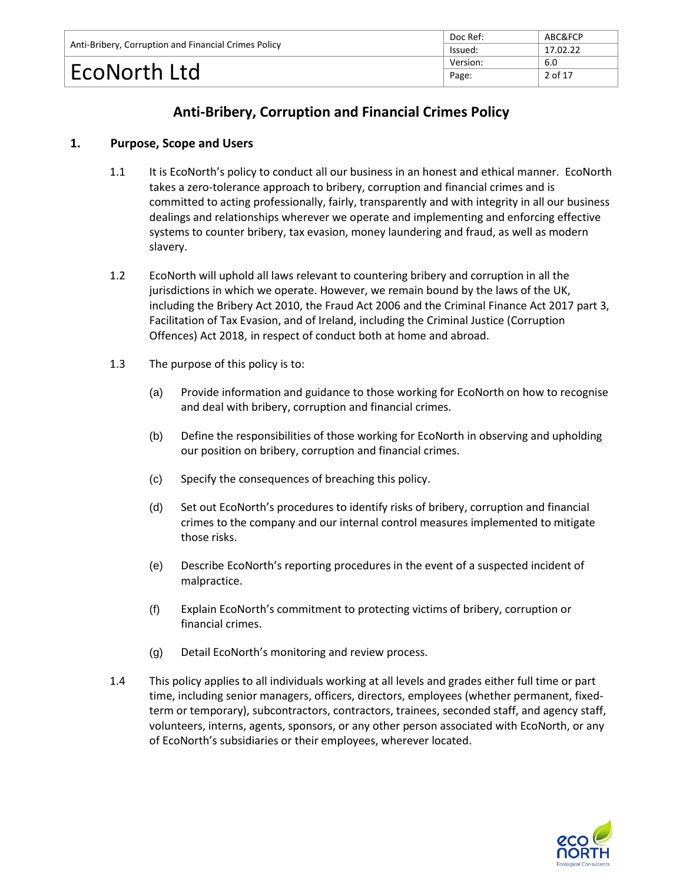# Anti-Bribery, Corruption and Financial Crimes Policy

## 1. Purpose, Scope and Users

1.1 It is EcoNorth's policy to conduct all our business in an honest and ethical manner. EcoNorth takes a zero-tolerance approach to bribery, corruption and financial crimes and is committed to acting professionally, fairly, transparently and with integrity in all our business dealings and relationships wherever we operate and implementing and enforcing effective systems to counter bribery, tax evasion, money laundering and fraud, as well as modern slavery.

1.2 EcoNorth will uphold all laws relevant to countering bribery and corruption in all the jurisdictions in which we operate. However, we remain bound by the laws of the UK, including the Bribery Act 2010, the Fraud Act 2006 and the Criminal Finance Act 2017 part 3, Facilitation of Tax Evasion, and of Ireland, including the Criminal Justice (Corruption Offences) Act 2018, in respect of conduct both at home and abroad.

1.3 The purpose of this policy is to:

(a) Provide information and guidance to those working for EcoNorth on how to recognise and deal with bribery, corruption and financial crimes.

(b) Define the responsibilities of those working for EcoNorth in observing and upholding our position on bribery, corruption and financial crimes.

(c) Specify the consequences of breaching this policy.

(d) Set out EcoNorth's procedures to identify risks of bribery, corruption and financial crimes to the company and our internal control measures implemented to mitigate those risks.

(e) Describe EcoNorth's reporting procedures in the event of a suspected incident of malpractice.

(f) Explain EcoNorth's commitment to protecting victims of bribery, corruption or financial crimes.

(g) Detail EcoNorth's monitoring and review process.

1.4 This policy applies to all individuals working at all levels and grades either full time or part time, including senior managers, officers, directors, employees (whether permanent, fixed-term or temporary), subcontractors, contractors, trainees, seconded staff, and agency staff, volunteers, interns, agents, sponsors, or any other person associated with EcoNorth, or any of EcoNorth's subsidiaries or their employees, wherever located.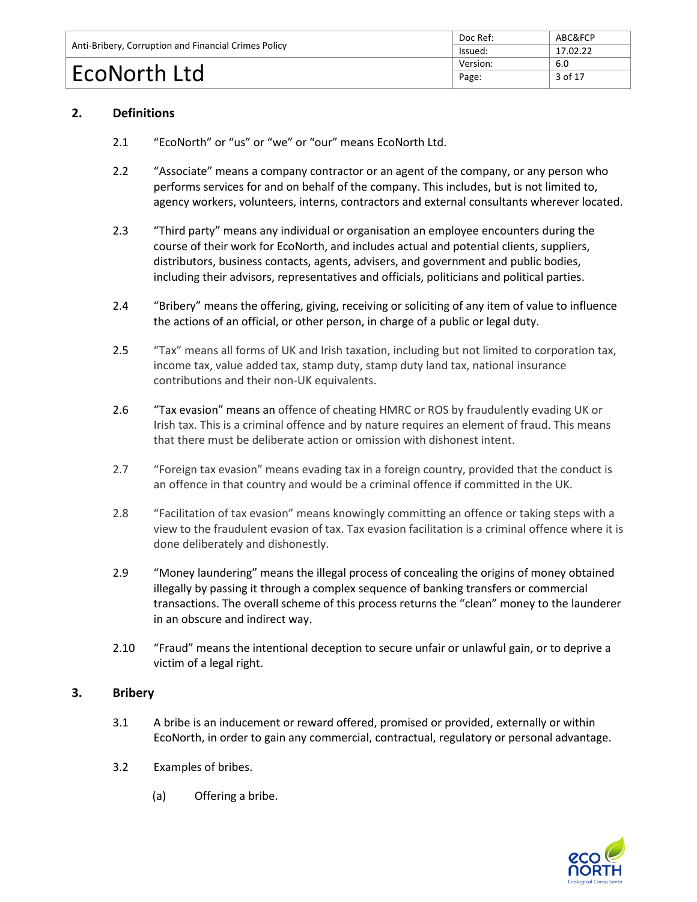## 2. Definitions

2.1 "EcoNorth" or "us" or "we" or "our" means EcoNorth Ltd.

2.2 "Associate" means a company contractor or an agent of the company, or any person who performs services for and on behalf of the company. This includes, but is not limited to, agency workers, volunteers, interns, contractors and external consultants wherever located.

2.3 "Third party" means any individual or organisation an employee encounters during the course of their work for EcoNorth, and includes actual and potential clients, suppliers, distributors, business contacts, agents, advisers, and government and public bodies, including their advisors, representatives and officials, politicians and political parties.

2.4 "Bribery" means the offering, giving, receiving or soliciting of any item of value to influence the actions of an official, or other person, in charge of a public or legal duty.

2.5 "Tax" means all forms of UK and Irish taxation, including but not limited to corporation tax, income tax, value added tax, stamp duty, stamp duty land tax, national insurance contributions and their non-UK equivalents.

2.6 "Tax evasion" means an offence of cheating HMRC or ROS by fraudulently evading UK or Irish tax. This is a criminal offence and by nature requires an element of fraud. This means that there must be deliberate action or omission with dishonest intent.

2.7 "Foreign tax evasion" means evading tax in a foreign country, provided that the conduct is an offence in that country and would be a criminal offence if committed in the UK.

2.8 "Facilitation of tax evasion" means knowingly committing an offence or taking steps with a view to the fraudulent evasion of tax. Tax evasion facilitation is a criminal offence where it is done deliberately and dishonestly.

2.9 "Money laundering" means the illegal process of concealing the origins of money obtained illegally by passing it through a complex sequence of banking transfers or commercial transactions. The overall scheme of this process returns the "clean" money to the launderer in an obscure and indirect way.

2.10 "Fraud" means the intentional deception to secure unfair or unlawful gain, or to deprive a victim of a legal right.

## 3. Bribery

3.1 A bribe is an inducement or reward offered, promised or provided, externally or within EcoNorth, in order to gain any commercial, contractual, regulatory or personal advantage.

3.2 Examples of bribes.

(a) Offering a bribe.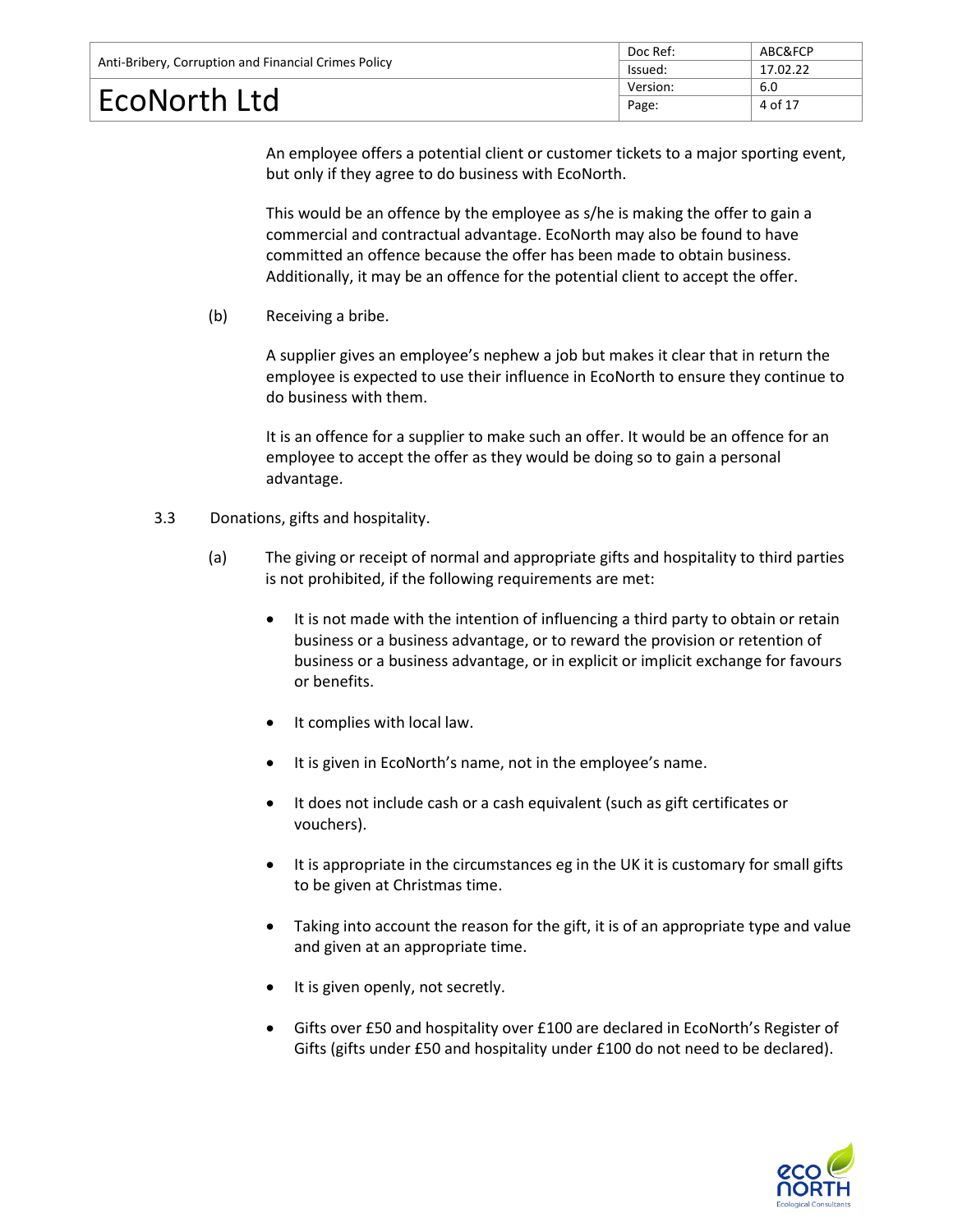An employee offers a potential client or customer tickets to a major sporting event, but only if they agree to do business with EcoNorth.

This would be an offence by the employee as s/he is making the offer to gain a commercial and contractual advantage. EcoNorth may also be found to have committed an offence because the offer has been made to obtain business. Additionally, it may be an offence for the potential client to accept the offer.

(b) Receiving a bribe.

A supplier gives an employee's nephew a job but makes it clear that in return the employee is expected to use their influence in EcoNorth to ensure they continue to do business with them.

It is an offence for a supplier to make such an offer. It would be an offence for an employee to accept the offer as they would be doing so to gain a personal advantage.

3.3 Donations, gifts and hospitality.

(a) The giving or receipt of normal and appropriate gifts and hospitality to third parties is not prohibited, if the following requirements are met:

- It is not made with the intention of influencing a third party to obtain or retain business or a business advantage, or to reward the provision or retention of business or a business advantage, or in explicit or implicit exchange for favours or benefits.
- It complies with local law.
- It is given in EcoNorth's name, not in the employee's name.
- It does not include cash or a cash equivalent (such as gift certificates or vouchers).
- It is appropriate in the circumstances eg in the UK it is customary for small gifts to be given at Christmas time.
- Taking into account the reason for the gift, it is of an appropriate type and value and given at an appropriate time.
- It is given openly, not secretly.
- Gifts over £50 and hospitality over £100 are declared in EcoNorth's Register of Gifts (gifts under £50 and hospitality under £100 do not need to be declared).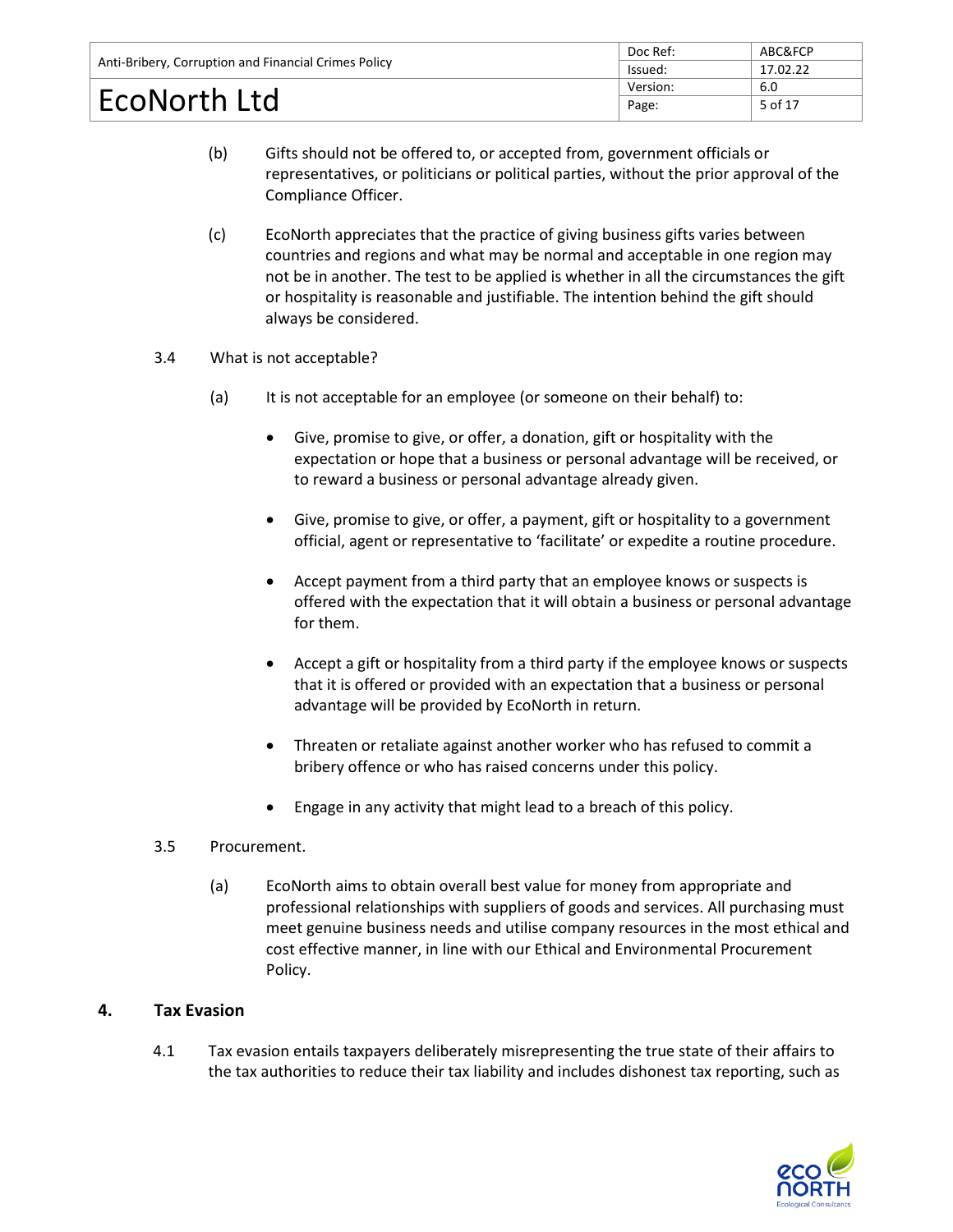(b) Gifts should not be offered to, or accepted from, government officials or representatives, or politicians or political parties, without the prior approval of the Compliance Officer.

(c) EcoNorth appreciates that the practice of giving business gifts varies between countries and regions and what may be normal and acceptable in one region may not be in another. The test to be applied is whether in all the circumstances the gift or hospitality is reasonable and justifiable. The intention behind the gift should always be considered.

3.4 What is not acceptable?

(a) It is not acceptable for an employee (or someone on their behalf) to:

- Give, promise to give, or offer, a donation, gift or hospitality with the expectation or hope that a business or personal advantage will be received, or to reward a business or personal advantage already given.
- Give, promise to give, or offer, a payment, gift or hospitality to a government official, agent or representative to 'facilitate' or expedite a routine procedure.
- Accept payment from a third party that an employee knows or suspects is offered with the expectation that it will obtain a business or personal advantage for them.
- Accept a gift or hospitality from a third party if the employee knows or suspects that it is offered or provided with an expectation that a business or personal advantage will be provided by EcoNorth in return.
- Threaten or retaliate against another worker who has refused to commit a bribery offence or who has raised concerns under this policy.
- Engage in any activity that might lead to a breach of this policy.

3.5 Procurement.

(a) EcoNorth aims to obtain overall best value for money from appropriate and professional relationships with suppliers of goods and services. All purchasing must meet genuine business needs and utilise company resources in the most ethical and cost effective manner, in line with our Ethical and Environmental Procurement Policy.

## 4. Tax Evasion

4.1 Tax evasion entails taxpayers deliberately misrepresenting the true state of their affairs to the tax authorities to reduce their tax liability and includes dishonest tax reporting, such as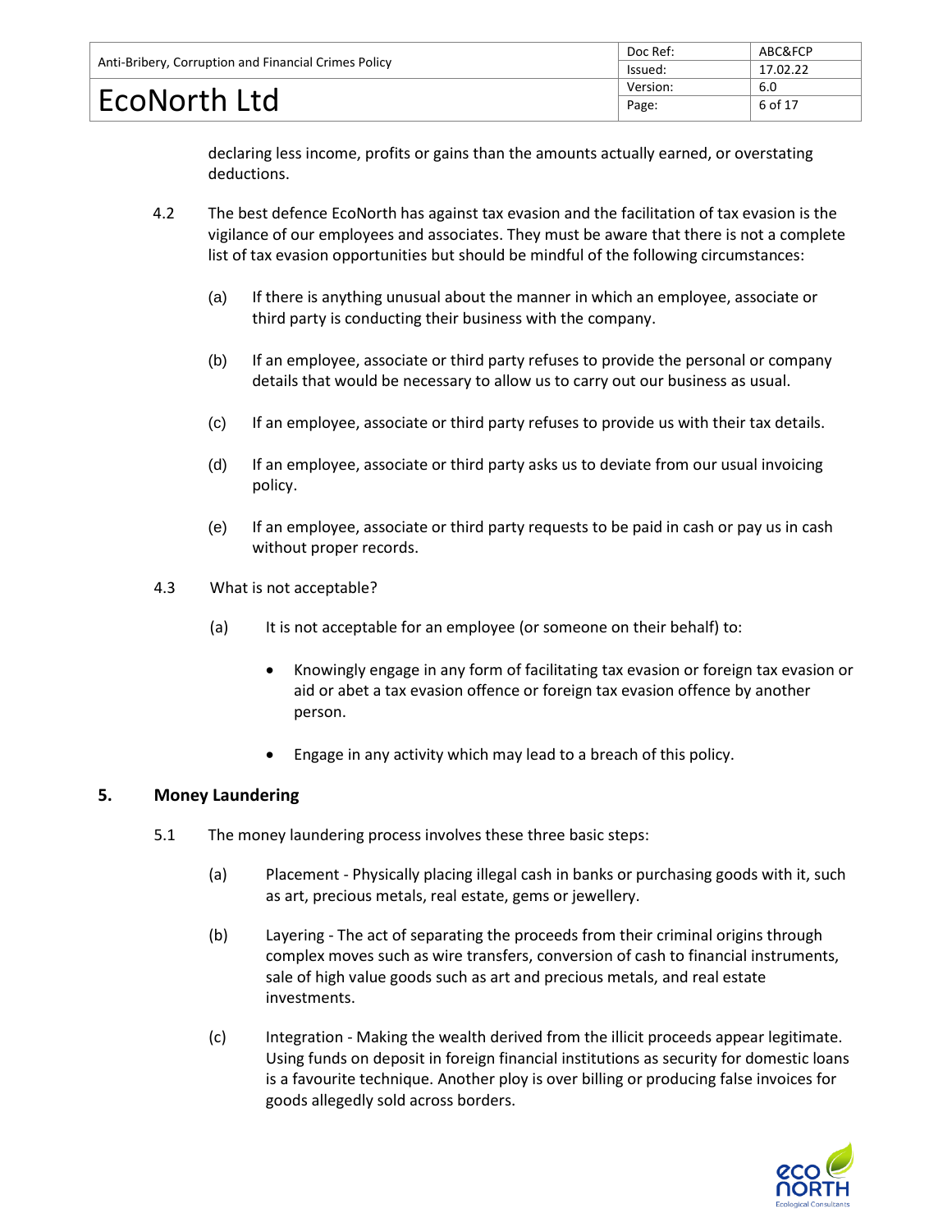declaring less income, profits or gains than the amounts actually earned, or overstating deductions.

4.2 The best defence EcoNorth has against tax evasion and the facilitation of tax evasion is the vigilance of our employees and associates. They must be aware that there is not a complete list of tax evasion opportunities but should be mindful of the following circumstances:

(a) If there is anything unusual about the manner in which an employee, associate or third party is conducting their business with the company.

(b) If an employee, associate or third party refuses to provide the personal or company details that would be necessary to allow us to carry out our business as usual.

(c) If an employee, associate or third party refuses to provide us with their tax details.

(d) If an employee, associate or third party asks us to deviate from our usual invoicing policy.

(e) If an employee, associate or third party requests to be paid in cash or pay us in cash without proper records.

4.3 What is not acceptable?

(a) It is not acceptable for an employee (or someone on their behalf) to:

- Knowingly engage in any form of facilitating tax evasion or foreign tax evasion or aid or abet a tax evasion offence or foreign tax evasion offence by another person.
- Engage in any activity which may lead to a breach of this policy.

## 5. Money Laundering

5.1 The money laundering process involves these three basic steps:

(a) Placement - Physically placing illegal cash in banks or purchasing goods with it, such as art, precious metals, real estate, gems or jewellery.

(b) Layering - The act of separating the proceeds from their criminal origins through complex moves such as wire transfers, conversion of cash to financial instruments, sale of high value goods such as art and precious metals, and real estate investments.

(c) Integration - Making the wealth derived from the illicit proceeds appear legitimate. Using funds on deposit in foreign financial institutions as security for domestic loans is a favourite technique. Another ploy is over billing or producing false invoices for goods allegedly sold across borders.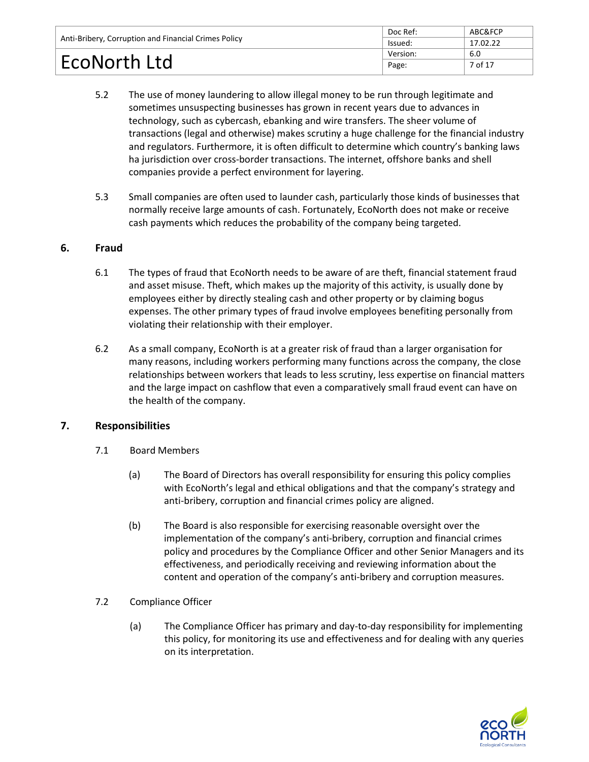5.2 The use of money laundering to allow illegal money to be run through legitimate and sometimes unsuspecting businesses has grown in recent years due to advances in technology, such as cybercash, ebanking and wire transfers. The sheer volume of transactions (legal and otherwise) makes scrutiny a huge challenge for the financial industry and regulators. Furthermore, it is often difficult to determine which country's banking laws ha jurisdiction over cross-border transactions. The internet, offshore banks and shell companies provide a perfect environment for layering.

5.3 Small companies are often used to launder cash, particularly those kinds of businesses that normally receive large amounts of cash. Fortunately, EcoNorth does not make or receive cash payments which reduces the probability of the company being targeted.

## 6. Fraud

6.1 The types of fraud that EcoNorth needs to be aware of are theft, financial statement fraud and asset misuse. Theft, which makes up the majority of this activity, is usually done by employees either by directly stealing cash and other property or by claiming bogus expenses. The other primary types of fraud involve employees benefiting personally from violating their relationship with their employer.

6.2 As a small company, EcoNorth is at a greater risk of fraud than a larger organisation for many reasons, including workers performing many functions across the company, the close relationships between workers that leads to less scrutiny, less expertise on financial matters and the large impact on cashflow that even a comparatively small fraud event can have on the health of the company.

## 7. Responsibilities

7.1 Board Members

(a) The Board of Directors has overall responsibility for ensuring this policy complies with EcoNorth's legal and ethical obligations and that the company's strategy and anti-bribery, corruption and financial crimes policy are aligned.

(b) The Board is also responsible for exercising reasonable oversight over the implementation of the company's anti-bribery, corruption and financial crimes policy and procedures by the Compliance Officer and other Senior Managers and its effectiveness, and periodically receiving and reviewing information about the content and operation of the company's anti-bribery and corruption measures.

7.2 Compliance Officer

(a) The Compliance Officer has primary and day-to-day responsibility for implementing this policy, for monitoring its use and effectiveness and for dealing with any queries on its interpretation.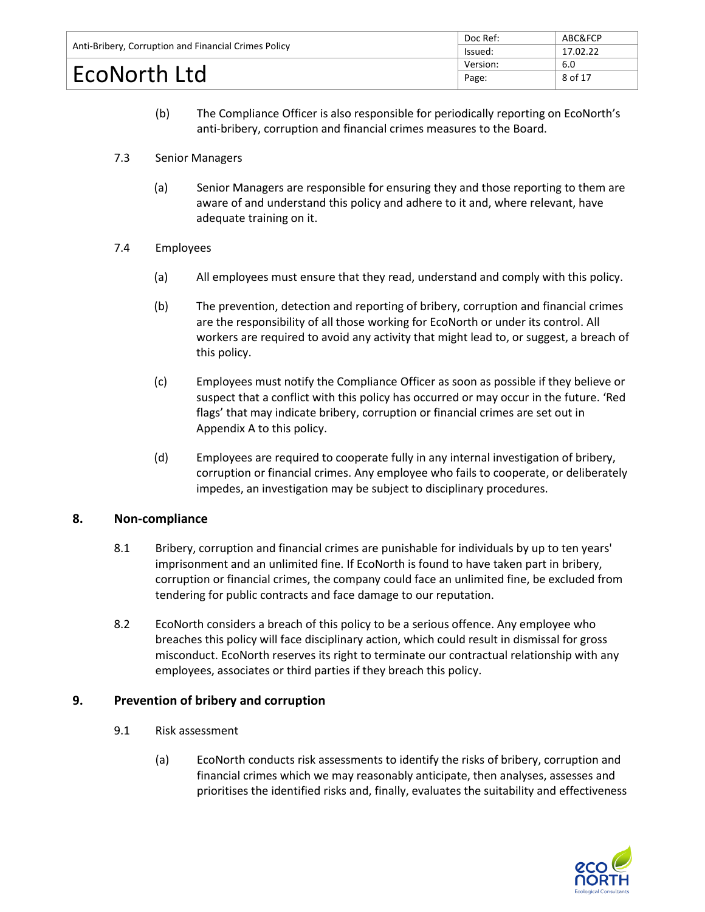(b) The Compliance Officer is also responsible for periodically reporting on EcoNorth's anti-bribery, corruption and financial crimes measures to the Board.

7.3 Senior Managers

(a) Senior Managers are responsible for ensuring they and those reporting to them are aware of and understand this policy and adhere to it and, where relevant, have adequate training on it.

7.4 Employees

(a) All employees must ensure that they read, understand and comply with this policy.

(b) The prevention, detection and reporting of bribery, corruption and financial crimes are the responsibility of all those working for EcoNorth or under its control. All workers are required to avoid any activity that might lead to, or suggest, a breach of this policy.

(c) Employees must notify the Compliance Officer as soon as possible if they believe or suspect that a conflict with this policy has occurred or may occur in the future. 'Red flags' that may indicate bribery, corruption or financial crimes are set out in Appendix A to this policy.

(d) Employees are required to cooperate fully in any internal investigation of bribery, corruption or financial crimes. Any employee who fails to cooperate, or deliberately impedes, an investigation may be subject to disciplinary procedures.

## 8. Non-compliance

8.1 Bribery, corruption and financial crimes are punishable for individuals by up to ten years' imprisonment and an unlimited fine. If EcoNorth is found to have taken part in bribery, corruption or financial crimes, the company could face an unlimited fine, be excluded from tendering for public contracts and face damage to our reputation.

8.2 EcoNorth considers a breach of this policy to be a serious offence. Any employee who breaches this policy will face disciplinary action, which could result in dismissal for gross misconduct. EcoNorth reserves its right to terminate our contractual relationship with any employees, associates or third parties if they breach this policy.

## 9. Prevention of bribery and corruption

9.1 Risk assessment

(a) EcoNorth conducts risk assessments to identify the risks of bribery, corruption and financial crimes which we may reasonably anticipate, then analyses, assesses and prioritises the identified risks and, finally, evaluates the suitability and effectiveness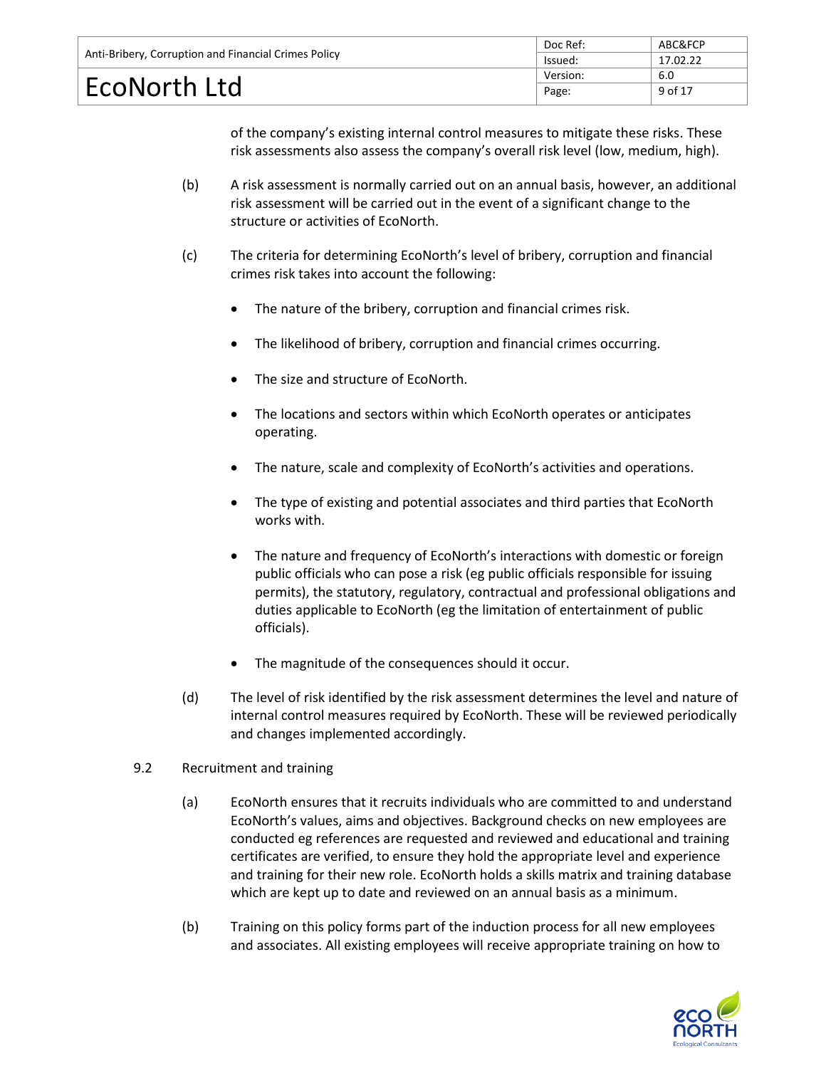of the company's existing internal control measures to mitigate these risks. These risk assessments also assess the company's overall risk level (low, medium, high).

(b) A risk assessment is normally carried out on an annual basis, however, an additional risk assessment will be carried out in the event of a significant change to the structure or activities of EcoNorth.

(c) The criteria for determining EcoNorth's level of bribery, corruption and financial crimes risk takes into account the following:

- The nature of the bribery, corruption and financial crimes risk.
- The likelihood of bribery, corruption and financial crimes occurring.
- The size and structure of EcoNorth.
- The locations and sectors within which EcoNorth operates or anticipates operating.
- The nature, scale and complexity of EcoNorth's activities and operations.
- The type of existing and potential associates and third parties that EcoNorth works with.
- The nature and frequency of EcoNorth's interactions with domestic or foreign public officials who can pose a risk (eg public officials responsible for issuing permits), the statutory, regulatory, contractual and professional obligations and duties applicable to EcoNorth (eg the limitation of entertainment of public officials).
- The magnitude of the consequences should it occur.

(d) The level of risk identified by the risk assessment determines the level and nature of internal control measures required by EcoNorth. These will be reviewed periodically and changes implemented accordingly.

9.2 Recruitment and training

(a) EcoNorth ensures that it recruits individuals who are committed to and understand EcoNorth's values, aims and objectives. Background checks on new employees are conducted eg references are requested and reviewed and educational and training certificates are verified, to ensure they hold the appropriate level and experience and training for their new role. EcoNorth holds a skills matrix and training database which are kept up to date and reviewed on an annual basis as a minimum.

(b) Training on this policy forms part of the induction process for all new employees and associates. All existing employees will receive appropriate training on how to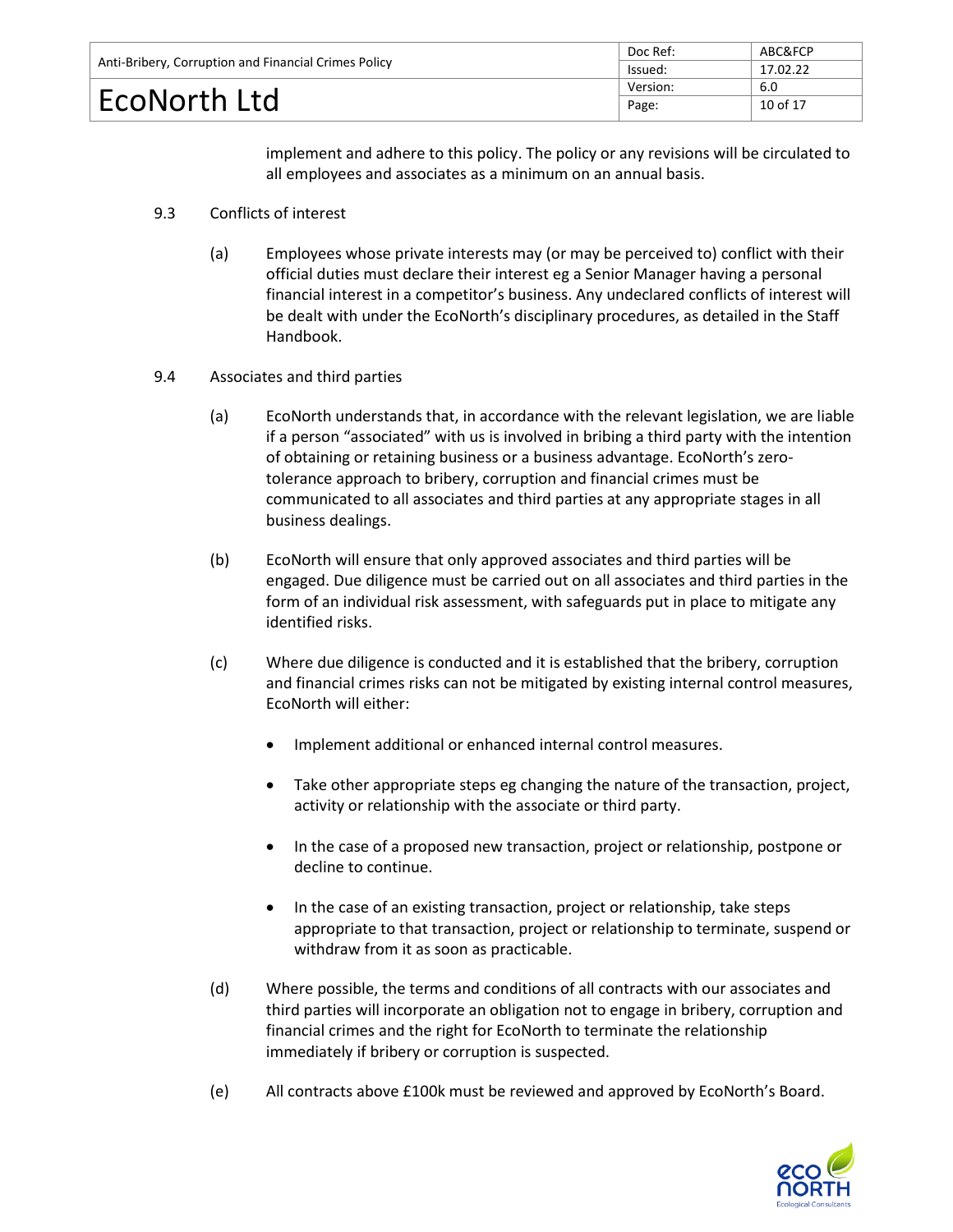implement and adhere to this policy. The policy or any revisions will be circulated to all employees and associates as a minimum on an annual basis.

9.3 Conflicts of interest

(a) Employees whose private interests may (or may be perceived to) conflict with their official duties must declare their interest eg a Senior Manager having a personal financial interest in a competitor's business. Any undeclared conflicts of interest will be dealt with under the EcoNorth's disciplinary procedures, as detailed in the Staff Handbook.

9.4 Associates and third parties

(a) EcoNorth understands that, in accordance with the relevant legislation, we are liable if a person "associated" with us is involved in bribing a third party with the intention of obtaining or retaining business or a business advantage. EcoNorth's zero-tolerance approach to bribery, corruption and financial crimes must be communicated to all associates and third parties at any appropriate stages in all business dealings.

(b) EcoNorth will ensure that only approved associates and third parties will be engaged. Due diligence must be carried out on all associates and third parties in the form of an individual risk assessment, with safeguards put in place to mitigate any identified risks.

(c) Where due diligence is conducted and it is established that the bribery, corruption and financial crimes risks can not be mitigated by existing internal control measures, EcoNorth will either:

- Implement additional or enhanced internal control measures.
- Take other appropriate steps eg changing the nature of the transaction, project, activity or relationship with the associate or third party.
- In the case of a proposed new transaction, project or relationship, postpone or decline to continue.
- In the case of an existing transaction, project or relationship, take steps appropriate to that transaction, project or relationship to terminate, suspend or withdraw from it as soon as practicable.

(d) Where possible, the terms and conditions of all contracts with our associates and third parties will incorporate an obligation not to engage in bribery, corruption and financial crimes and the right for EcoNorth to terminate the relationship immediately if bribery or corruption is suspected.

(e) All contracts above £100k must be reviewed and approved by EcoNorth's Board.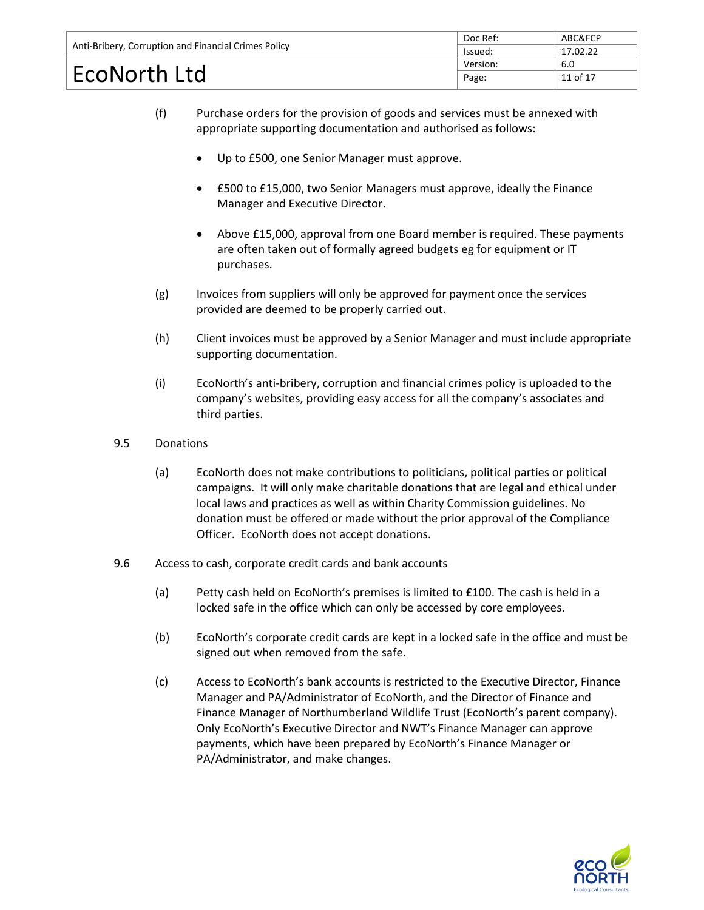(f) Purchase orders for the provision of goods and services must be annexed with appropriate supporting documentation and authorised as follows:

- Up to £500, one Senior Manager must approve.
- £500 to £15,000, two Senior Managers must approve, ideally the Finance Manager and Executive Director.
- Above £15,000, approval from one Board member is required. These payments are often taken out of formally agreed budgets eg for equipment or IT purchases.

(g) Invoices from suppliers will only be approved for payment once the services provided are deemed to be properly carried out.

(h) Client invoices must be approved by a Senior Manager and must include appropriate supporting documentation.

(i) EcoNorth's anti-bribery, corruption and financial crimes policy is uploaded to the company's websites, providing easy access for all the company's associates and third parties.

9.5 Donations

(a) EcoNorth does not make contributions to politicians, political parties or political campaigns. It will only make charitable donations that are legal and ethical under local laws and practices as well as within Charity Commission guidelines. No donation must be offered or made without the prior approval of the Compliance Officer. EcoNorth does not accept donations.

9.6 Access to cash, corporate credit cards and bank accounts

(a) Petty cash held on EcoNorth's premises is limited to £100. The cash is held in a locked safe in the office which can only be accessed by core employees.

(b) EcoNorth's corporate credit cards are kept in a locked safe in the office and must be signed out when removed from the safe.

(c) Access to EcoNorth's bank accounts is restricted to the Executive Director, Finance Manager and PA/Administrator of EcoNorth, and the Director of Finance and Finance Manager of Northumberland Wildlife Trust (EcoNorth's parent company). Only EcoNorth's Executive Director and NWT's Finance Manager can approve payments, which have been prepared by EcoNorth's Finance Manager or PA/Administrator, and make changes.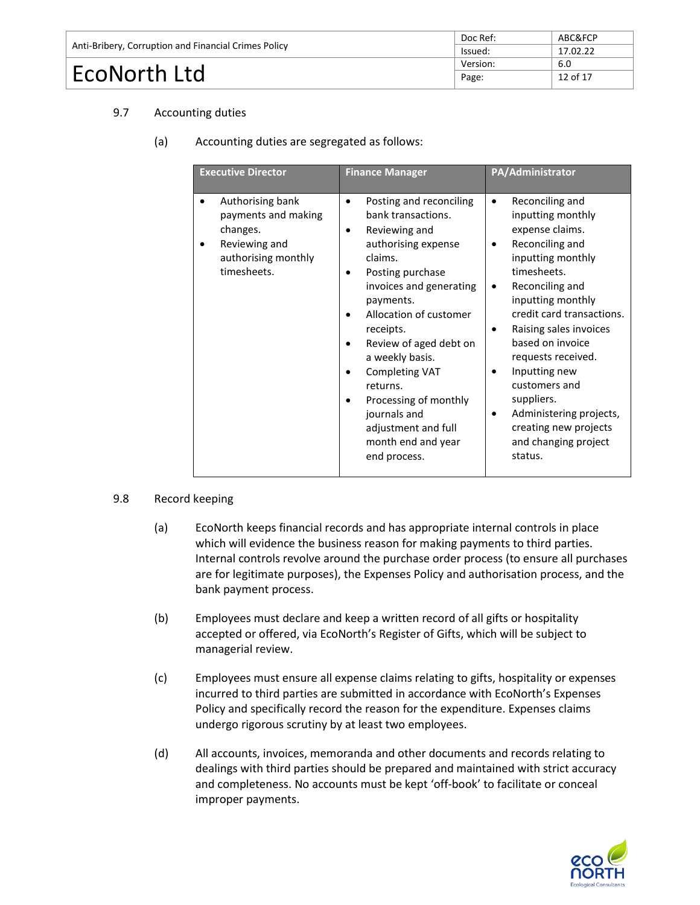### 9.7 Accounting duties

(a) Accounting duties are segregated as follows:

| Executive Director | Finance Manager | PA/Administrator |
|---|---|---|
| • Authorising bank payments and making changes.<br>• Reviewing and authorising monthly timesheets. | • Posting and reconciling bank transactions.<br>• Reviewing and authorising expense claims.<br>• Posting purchase invoices and generating payments.<br>• Allocation of customer receipts.<br>• Review of aged debt on a weekly basis.<br>• Completing VAT returns.<br>• Processing of monthly journals and adjustment and full month end and year end process. | • Reconciling and inputting monthly expense claims.<br>• Reconciling and inputting monthly timesheets.<br>• Reconciling and inputting monthly credit card transactions.<br>• Raising sales invoices based on invoice requests received.<br>• Inputting new customers and suppliers.<br>• Administering projects, creating new projects and changing project status. |

### 9.8 Record keeping

(a) EcoNorth keeps financial records and has appropriate internal controls in place which will evidence the business reason for making payments to third parties. Internal controls revolve around the purchase order process (to ensure all purchases are for legitimate purposes), the Expenses Policy and authorisation process, and the bank payment process.

(b) Employees must declare and keep a written record of all gifts or hospitality accepted or offered, via EcoNorth's Register of Gifts, which will be subject to managerial review.

(c) Employees must ensure all expense claims relating to gifts, hospitality or expenses incurred to third parties are submitted in accordance with EcoNorth's Expenses Policy and specifically record the reason for the expenditure. Expenses claims undergo rigorous scrutiny by at least two employees.

(d) All accounts, invoices, memoranda and other documents and records relating to dealings with third parties should be prepared and maintained with strict accuracy and completeness. No accounts must be kept 'off-book' to facilitate or conceal improper payments.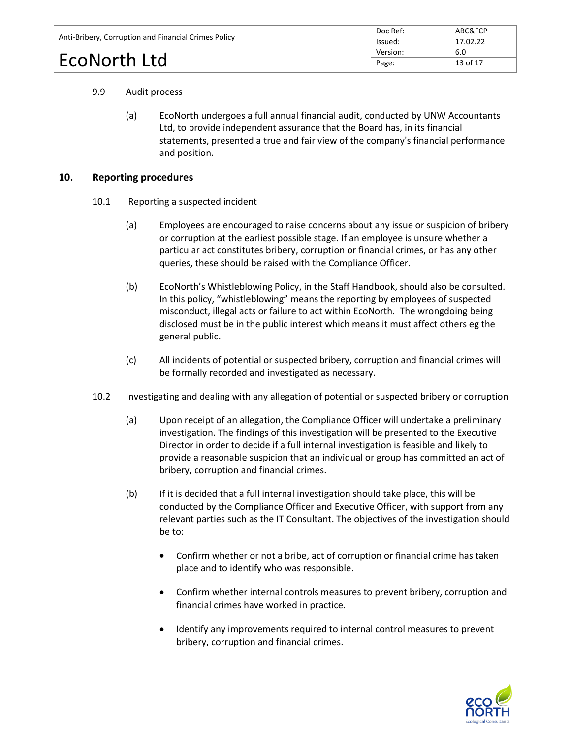9.9 Audit process

(a) EcoNorth undergoes a full annual financial audit, conducted by UNW Accountants Ltd, to provide independent assurance that the Board has, in its financial statements, presented a true and fair view of the company's financial performance and position.

## 10. Reporting procedures

10.1 Reporting a suspected incident

(a) Employees are encouraged to raise concerns about any issue or suspicion of bribery or corruption at the earliest possible stage. If an employee is unsure whether a particular act constitutes bribery, corruption or financial crimes, or has any other queries, these should be raised with the Compliance Officer.

(b) EcoNorth's Whistleblowing Policy, in the Staff Handbook, should also be consulted. In this policy, "whistleblowing" means the reporting by employees of suspected misconduct, illegal acts or failure to act within EcoNorth. The wrongdoing being disclosed must be in the public interest which means it must affect others eg the general public.

(c) All incidents of potential or suspected bribery, corruption and financial crimes will be formally recorded and investigated as necessary.

10.2 Investigating and dealing with any allegation of potential or suspected bribery or corruption

(a) Upon receipt of an allegation, the Compliance Officer will undertake a preliminary investigation. The findings of this investigation will be presented to the Executive Director in order to decide if a full internal investigation is feasible and likely to provide a reasonable suspicion that an individual or group has committed an act of bribery, corruption and financial crimes.

(b) If it is decided that a full internal investigation should take place, this will be conducted by the Compliance Officer and Executive Officer, with support from any relevant parties such as the IT Consultant. The objectives of the investigation should be to:

- Confirm whether or not a bribe, act of corruption or financial crime has taken place and to identify who was responsible.
- Confirm whether internal controls measures to prevent bribery, corruption and financial crimes have worked in practice.
- Identify any improvements required to internal control measures to prevent bribery, corruption and financial crimes.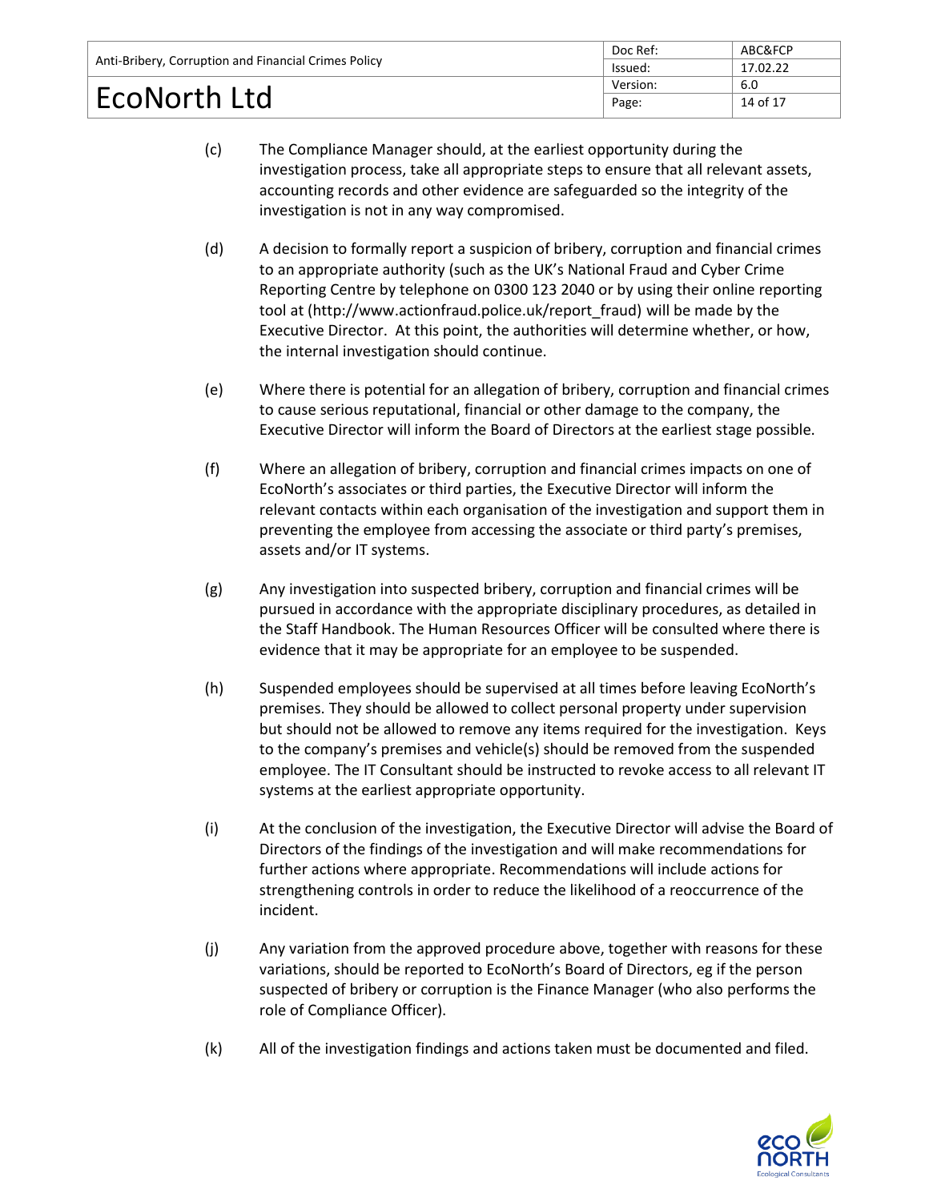(c) The Compliance Manager should, at the earliest opportunity during the investigation process, take all appropriate steps to ensure that all relevant assets, accounting records and other evidence are safeguarded so the integrity of the investigation is not in any way compromised.

(d) A decision to formally report a suspicion of bribery, corruption and financial crimes to an appropriate authority (such as the UK's National Fraud and Cyber Crime Reporting Centre by telephone on 0300 123 2040 or by using their online reporting tool at (http://www.actionfraud.police.uk/report_fraud) will be made by the Executive Director. At this point, the authorities will determine whether, or how, the internal investigation should continue.

(e) Where there is potential for an allegation of bribery, corruption and financial crimes to cause serious reputational, financial or other damage to the company, the Executive Director will inform the Board of Directors at the earliest stage possible.

(f) Where an allegation of bribery, corruption and financial crimes impacts on one of EcoNorth's associates or third parties, the Executive Director will inform the relevant contacts within each organisation of the investigation and support them in preventing the employee from accessing the associate or third party's premises, assets and/or IT systems.

(g) Any investigation into suspected bribery, corruption and financial crimes will be pursued in accordance with the appropriate disciplinary procedures, as detailed in the Staff Handbook. The Human Resources Officer will be consulted where there is evidence that it may be appropriate for an employee to be suspended.

(h) Suspended employees should be supervised at all times before leaving EcoNorth's premises. They should be allowed to collect personal property under supervision but should not be allowed to remove any items required for the investigation. Keys to the company's premises and vehicle(s) should be removed from the suspended employee. The IT Consultant should be instructed to revoke access to all relevant IT systems at the earliest appropriate opportunity.

(i) At the conclusion of the investigation, the Executive Director will advise the Board of Directors of the findings of the investigation and will make recommendations for further actions where appropriate. Recommendations will include actions for strengthening controls in order to reduce the likelihood of a reoccurrence of the incident.

(j) Any variation from the approved procedure above, together with reasons for these variations, should be reported to EcoNorth's Board of Directors, eg if the person suspected of bribery or corruption is the Finance Manager (who also performs the role of Compliance Officer).

(k) All of the investigation findings and actions taken must be documented and filed.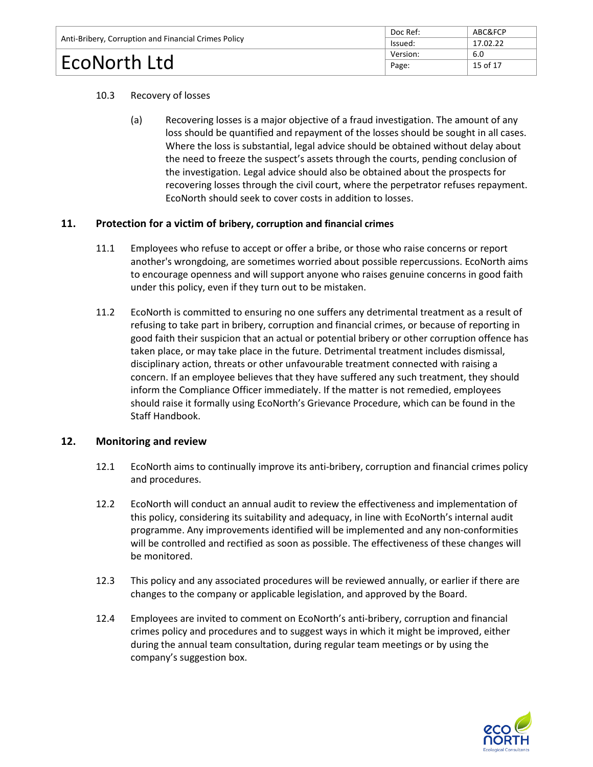10.3 Recovery of losses

(a) Recovering losses is a major objective of a fraud investigation. The amount of any loss should be quantified and repayment of the losses should be sought in all cases. Where the loss is substantial, legal advice should be obtained without delay about the need to freeze the suspect's assets through the courts, pending conclusion of the investigation. Legal advice should also be obtained about the prospects for recovering losses through the civil court, where the perpetrator refuses repayment. EcoNorth should seek to cover costs in addition to losses.

## 11. Protection for a victim of bribery, corruption and financial crimes

11.1 Employees who refuse to accept or offer a bribe, or those who raise concerns or report another's wrongdoing, are sometimes worried about possible repercussions. EcoNorth aims to encourage openness and will support anyone who raises genuine concerns in good faith under this policy, even if they turn out to be mistaken.

11.2 EcoNorth is committed to ensuring no one suffers any detrimental treatment as a result of refusing to take part in bribery, corruption and financial crimes, or because of reporting in good faith their suspicion that an actual or potential bribery or other corruption offence has taken place, or may take place in the future. Detrimental treatment includes dismissal, disciplinary action, threats or other unfavourable treatment connected with raising a concern. If an employee believes that they have suffered any such treatment, they should inform the Compliance Officer immediately. If the matter is not remedied, employees should raise it formally using EcoNorth's Grievance Procedure, which can be found in the Staff Handbook.

## 12. Monitoring and review

12.1 EcoNorth aims to continually improve its anti-bribery, corruption and financial crimes policy and procedures.

12.2 EcoNorth will conduct an annual audit to review the effectiveness and implementation of this policy, considering its suitability and adequacy, in line with EcoNorth's internal audit programme. Any improvements identified will be implemented and any non-conformities will be controlled and rectified as soon as possible. The effectiveness of these changes will be monitored.

12.3 This policy and any associated procedures will be reviewed annually, or earlier if there are changes to the company or applicable legislation, and approved by the Board.

12.4 Employees are invited to comment on EcoNorth's anti-bribery, corruption and financial crimes policy and procedures and to suggest ways in which it might be improved, either during the annual team consultation, during regular team meetings or by using the company's suggestion box.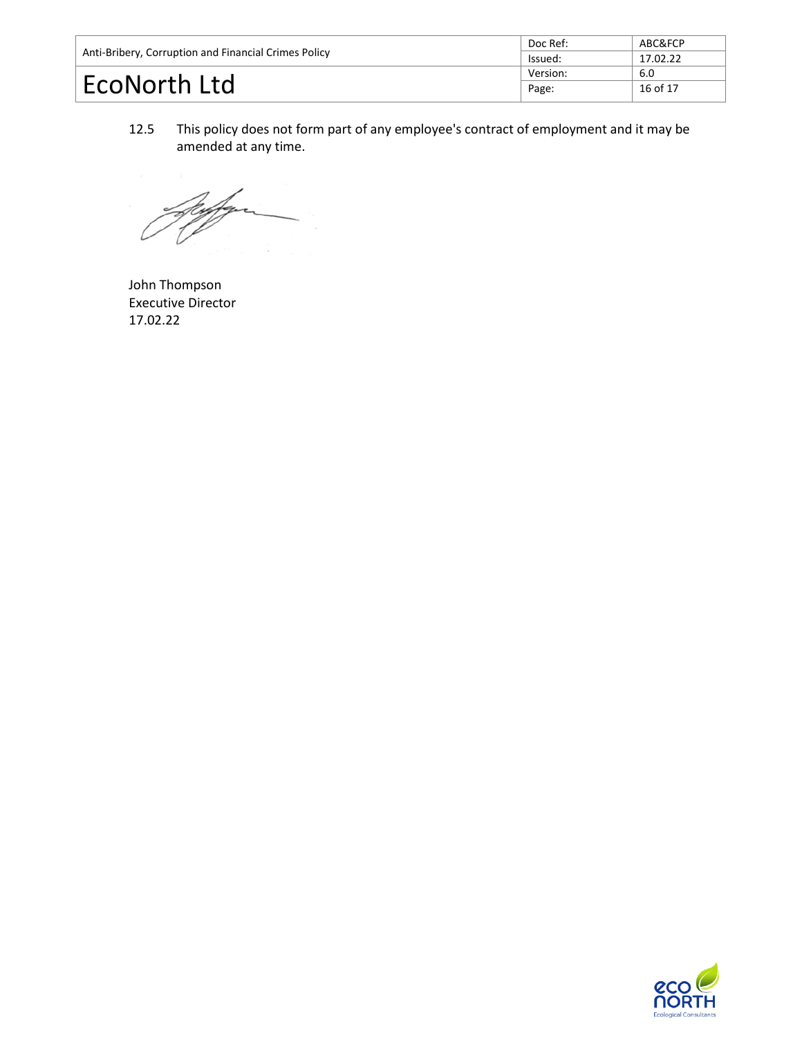12.5 This policy does not form part of any employee's contract of employment and it may be amended at any time.

John Thompson
Executive Director
17.02.22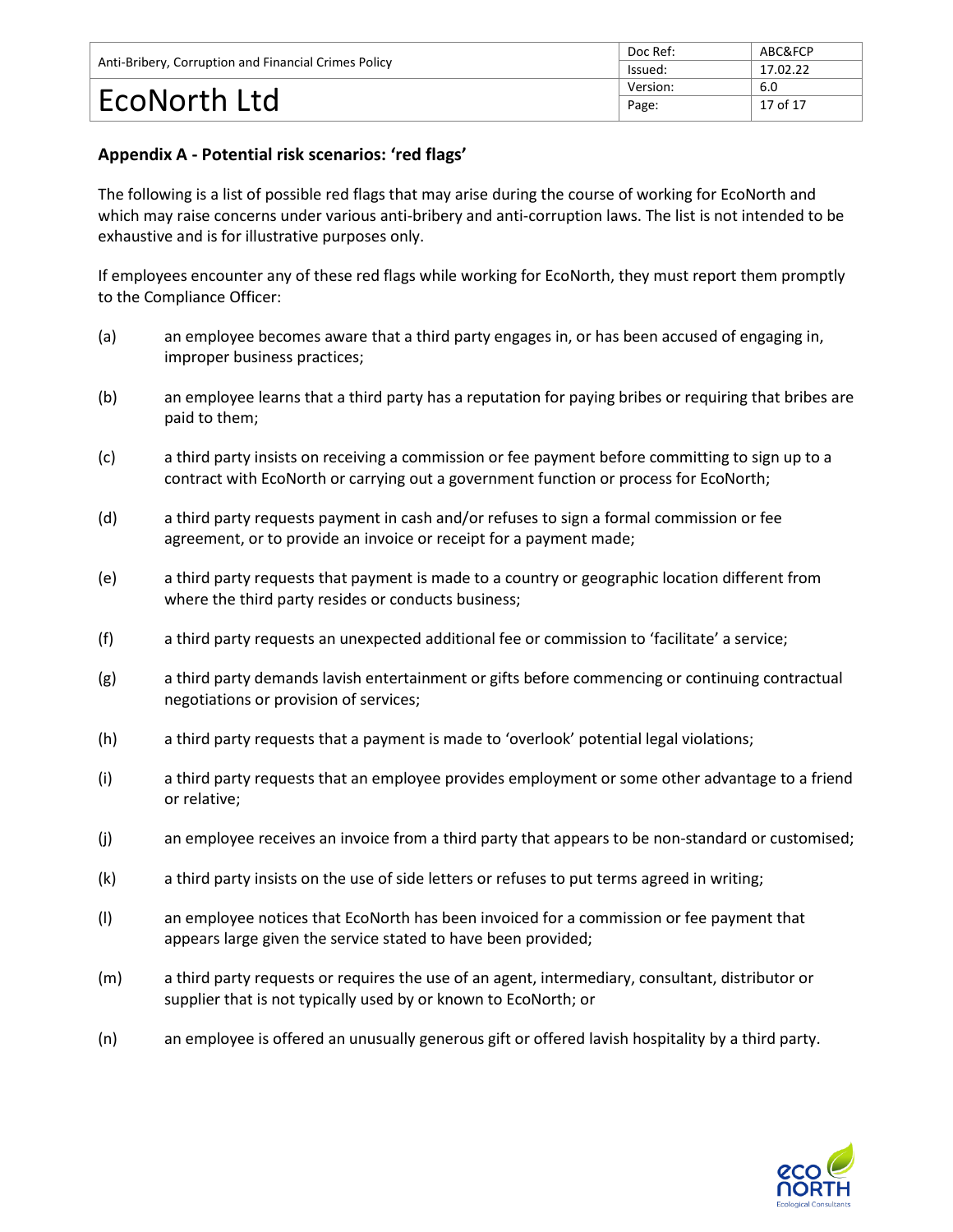## Appendix A - Potential risk scenarios: 'red flags'

The following is a list of possible red flags that may arise during the course of working for EcoNorth and which may raise concerns under various anti-bribery and anti-corruption laws. The list is not intended to be exhaustive and is for illustrative purposes only.

If employees encounter any of these red flags while working for EcoNorth, they must report them promptly to the Compliance Officer:

(a) an employee becomes aware that a third party engages in, or has been accused of engaging in, improper business practices;

(b) an employee learns that a third party has a reputation for paying bribes or requiring that bribes are paid to them;

(c) a third party insists on receiving a commission or fee payment before committing to sign up to a contract with EcoNorth or carrying out a government function or process for EcoNorth;

(d) a third party requests payment in cash and/or refuses to sign a formal commission or fee agreement, or to provide an invoice or receipt for a payment made;

(e) a third party requests that payment is made to a country or geographic location different from where the third party resides or conducts business;

(f) a third party requests an unexpected additional fee or commission to 'facilitate' a service;

(g) a third party demands lavish entertainment or gifts before commencing or continuing contractual negotiations or provision of services;

(h) a third party requests that a payment is made to 'overlook' potential legal violations;

(i) a third party requests that an employee provides employment or some other advantage to a friend or relative;

(j) an employee receives an invoice from a third party that appears to be non-standard or customised;

(k) a third party insists on the use of side letters or refuses to put terms agreed in writing;

(l) an employee notices that EcoNorth has been invoiced for a commission or fee payment that appears large given the service stated to have been provided;

(m) a third party requests or requires the use of an agent, intermediary, consultant, distributor or supplier that is not typically used by or known to EcoNorth; or

(n) an employee is offered an unusually generous gift or offered lavish hospitality by a third party.